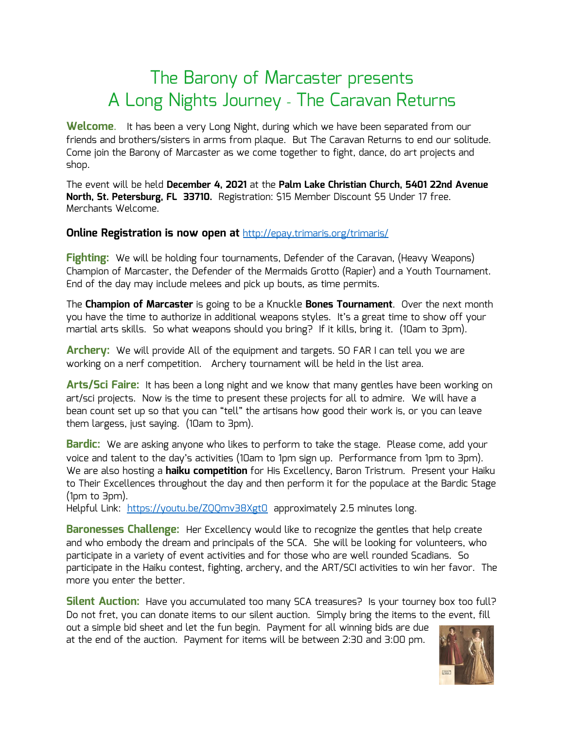# The Barony of Marcaster presents
# A Long Nights Journey - The Caravan Returns

**Welcome**. It has been a very Long Night, during which we have been separated from our friends and brothers/sisters in arms from plaque. But The Caravan Returns to end our solitude. Come join the Barony of Marcaster as we come together to fight, dance, do art projects and shop.

The event will be held **December 4, 2021** at the **Palm Lake Christian Church, 5401 22nd Avenue North, St. Petersburg, FL 33710.** Registration: $15 Member Discount $5 Under 17 free. Merchants Welcome.

**Online Registration is now open at** http://epay.trimaris.org/trimaris/

**Fighting:** We will be holding four tournaments, Defender of the Caravan, (Heavy Weapons) Champion of Marcaster, the Defender of the Mermaids Grotto (Rapier) and a Youth Tournament. End of the day may include melees and pick up bouts, as time permits.

The **Champion of Marcaster** is going to be a Knuckle **Bones Tournament**. Over the next month you have the time to authorize in additional weapons styles. It's a great time to show off your martial arts skills. So what weapons should you bring? If it kills, bring it. (10am to 3pm).

**Archery:** We will provide All of the equipment and targets. SO FAR I can tell you we are working on a nerf competition. Archery tournament will be held in the list area.

**Arts/Sci Faire:** It has been a long night and we know that many gentles have been working on art/sci projects. Now is the time to present these projects for all to admire. We will have a bean count set up so that you can "tell" the artisans how good their work is, or you can leave them largess, just saying. (10am to 3pm).

**Bardic:** We are asking anyone who likes to perform to take the stage. Please come, add your voice and talent to the day's activities (10am to 1pm sign up. Performance from 1pm to 3pm). We are also hosting a **haiku competition** for His Excellency, Baron Tristrum. Present your Haiku to Their Excellences throughout the day and then perform it for the populace at the Bardic Stage (1pm to 3pm).
Helpful Link: https://youtu.be/ZQQmv38Xgt0 approximately 2.5 minutes long.

**Baronesses Challenge:** Her Excellency would like to recognize the gentles that help create and who embody the dream and principals of the SCA. She will be looking for volunteers, who participate in a variety of event activities and for those who are well rounded Scadians. So participate in the Haiku contest, fighting, archery, and the ART/SCI activities to win her favor. The more you enter the better.

**Silent Auction:** Have you accumulated too many SCA treasures? Is your tourney box too full? Do not fret, you can donate items to our silent auction. Simply bring the items to the event, fill out a simple bid sheet and let the fun begin. Payment for all winning bids are due at the end of the auction. Payment for items will be between 2:30 and 3:00 pm.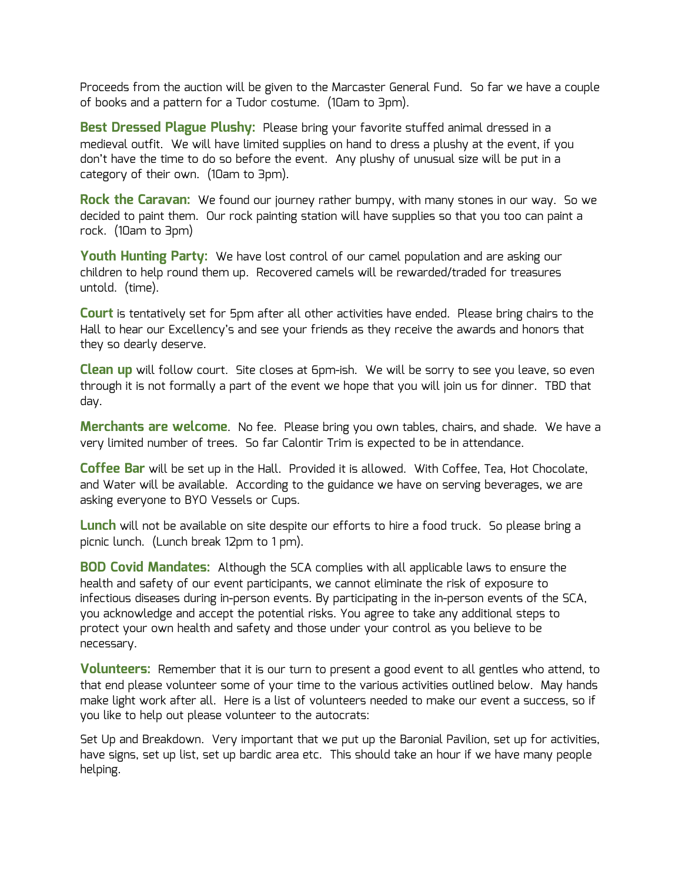Proceeds from the auction will be given to the Marcaster General Fund. So far we have a couple of books and a pattern for a Tudor costume. (10am to 3pm).

**Best Dressed Plague Plushy:** Please bring your favorite stuffed animal dressed in a medieval outfit. We will have limited supplies on hand to dress a plushy at the event, if you don't have the time to do so before the event. Any plushy of unusual size will be put in a category of their own. (10am to 3pm).

**Rock the Caravan:** We found our journey rather bumpy, with many stones in our way. So we decided to paint them. Our rock painting station will have supplies so that you too can paint a rock. (10am to 3pm)

**Youth Hunting Party:** We have lost control of our camel population and are asking our children to help round them up. Recovered camels will be rewarded/traded for treasures untold. (time).

**Court** is tentatively set for 5pm after all other activities have ended. Please bring chairs to the Hall to hear our Excellency's and see your friends as they receive the awards and honors that they so dearly deserve.

**Clean up** will follow court. Site closes at 6pm-ish. We will be sorry to see you leave, so even through it is not formally a part of the event we hope that you will join us for dinner. TBD that day.

**Merchants are welcome**. No fee. Please bring you own tables, chairs, and shade. We have a very limited number of trees. So far Calontir Trim is expected to be in attendance.

**Coffee Bar** will be set up in the Hall. Provided it is allowed. With Coffee, Tea, Hot Chocolate, and Water will be available. According to the guidance we have on serving beverages, we are asking everyone to BYO Vessels or Cups.

**Lunch** will not be available on site despite our efforts to hire a food truck. So please bring a picnic lunch. (Lunch break 12pm to 1 pm).

**BOD Covid Mandates:** Although the SCA complies with all applicable laws to ensure the health and safety of our event participants, we cannot eliminate the risk of exposure to infectious diseases during in-person events. By participating in the in-person events of the SCA, you acknowledge and accept the potential risks. You agree to take any additional steps to protect your own health and safety and those under your control as you believe to be necessary.

**Volunteers:** Remember that it is our turn to present a good event to all gentles who attend, to that end please volunteer some of your time to the various activities outlined below. May hands make light work after all. Here is a list of volunteers needed to make our event a success, so if you like to help out please volunteer to the autocrats:

Set Up and Breakdown. Very important that we put up the Baronial Pavilion, set up for activities, have signs, set up list, set up bardic area etc. This should take an hour if we have many people helping.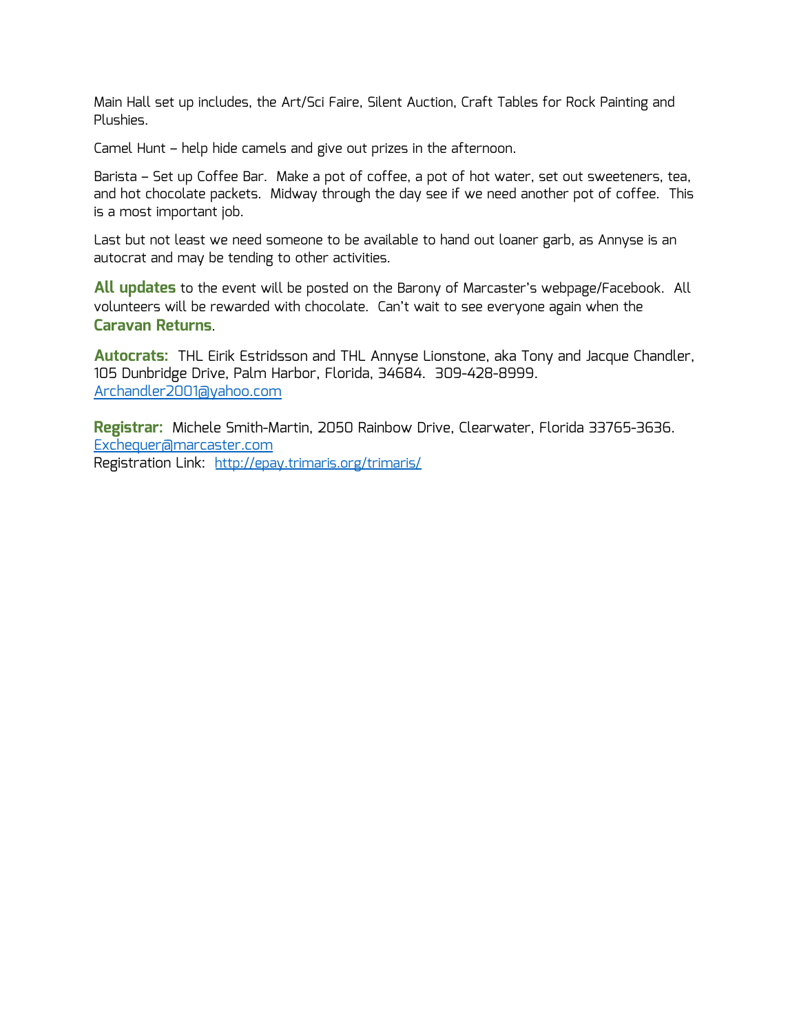Main Hall set up includes, the Art/Sci Faire, Silent Auction, Craft Tables for Rock Painting and Plushies.

Camel Hunt – help hide camels and give out prizes in the afternoon.

Barista – Set up Coffee Bar. Make a pot of coffee, a pot of hot water, set out sweeteners, tea, and hot chocolate packets. Midway through the day see if we need another pot of coffee. This is a most important job.

Last but not least we need someone to be available to hand out loaner garb, as Annyse is an autocrat and may be tending to other activities.

**All updates** to the event will be posted on the Barony of Marcaster's webpage/Facebook. All volunteers will be rewarded with chocolate. Can't wait to see everyone again when the **Caravan Returns**.

**Autocrats:** THL Eirik Estridsson and THL Annyse Lionstone, aka Tony and Jacque Chandler, 105 Dunbridge Drive, Palm Harbor, Florida, 34684. 309-428-8999. [Archandler2001@yahoo.com](mailto:Archandler2001@yahoo.com)

**Registrar:** Michele Smith-Martin, 2050 Rainbow Drive, Clearwater, Florida 33765-3636. [Exchequer@marcaster.com](mailto:Exchequer@marcaster.com)
Registration Link: [http://epay.trimaris.org/trimaris/](http://epay.trimaris.org/trimaris/)